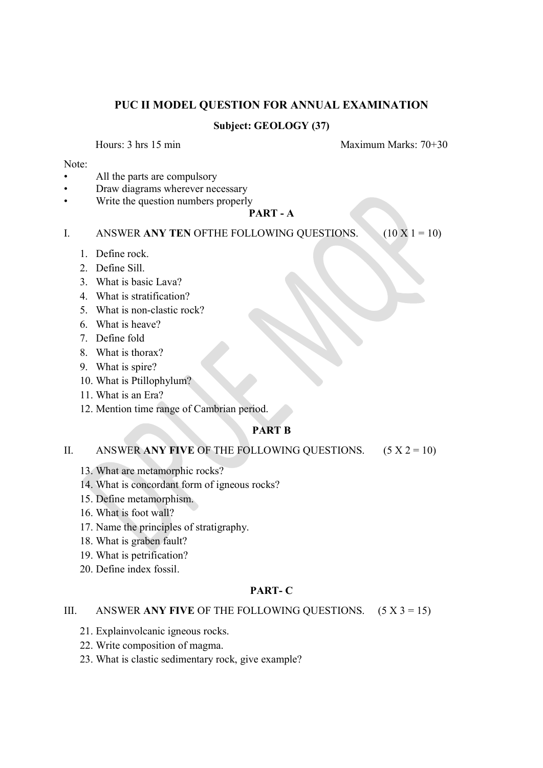## PUC II MODEL QUESTION FOR ANNUAL EXAMINATION

### Subject: GEOLOGY (37)

Hours: 3 hrs 15 min Maximum Marks: 70+30

Note:

- All the parts are compulsory
- Draw diagrams wherever necessary
- Write the question numbers properly

### PART - A

I. ANSWER **ANY TEN** OFTHE FOLLOWING QUESTIONS. (10 X 1 = 10)

1. Define rock.
2. Define Sill.
3. What is basic Lava?
4. What is stratification?
5. What is non-clastic rock?
6. What is heave?
7. Define fold
8. What is thorax?
9. What is spire?
10. What is Ptillophylum?
11. What is an Era?
12. Mention time range of Cambrian period.

### PART B

II. ANSWER **ANY FIVE** OF THE FOLLOWING QUESTIONS. (5 X 2 = 10)

13. What are metamorphic rocks?
14. What is concordant form of igneous rocks?
15. Define metamorphism.
16. What is foot wall?
17. Name the principles of stratigraphy.
18. What is graben fault?
19. What is petrification?
20. Define index fossil.

### PART- C

III. ANSWER **ANY FIVE** OF THE FOLLOWING QUESTIONS. (5 X 3 = 15)

21. Explainvolcanic igneous rocks.
22. Write composition of magma.
23. What is clastic sedimentary rock, give example?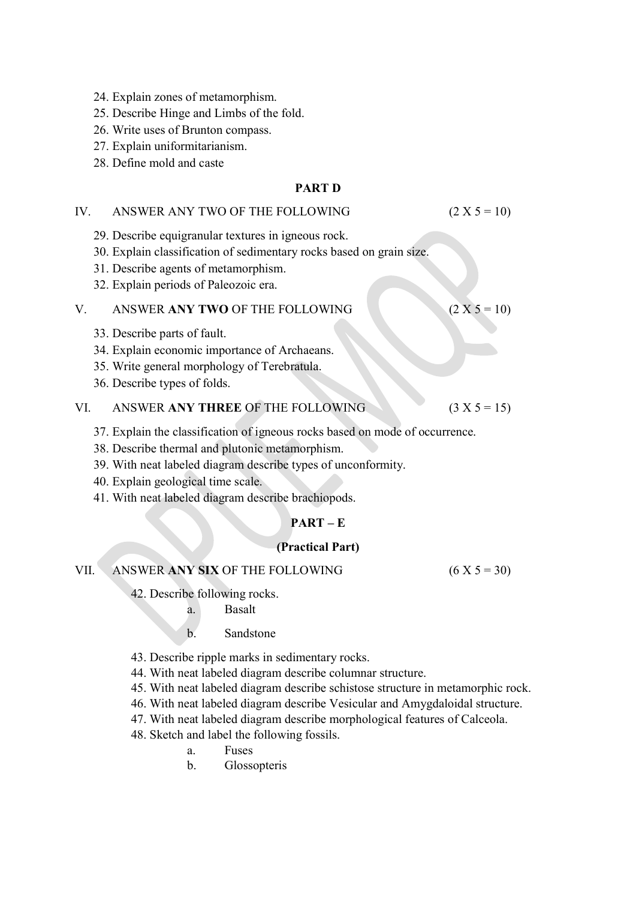24. Explain zones of metamorphism.
25. Describe Hinge and Limbs of the fold.
26. Write uses of Brunton compass.
27. Explain uniformitarianism.
28. Define mold and caste

## PART D

IV. ANSWER ANY TWO OF THE FOLLOWING (2 X 5 = 10)

29. Describe equigranular textures in igneous rock.
30. Explain classification of sedimentary rocks based on grain size.
31. Describe agents of metamorphism.
32. Explain periods of Paleozoic era.

V. ANSWER **ANY TWO** OF THE FOLLOWING (2 X 5 = 10)

33. Describe parts of fault.
34. Explain economic importance of Archaeans.
35. Write general morphology of Terebratula.
36. Describe types of folds.

VI. ANSWER **ANY THREE** OF THE FOLLOWING (3 X 5 = 15)

37. Explain the classification of igneous rocks based on mode of occurrence.
38. Describe thermal and plutonic metamorphism.
39. With neat labeled diagram describe types of unconformity.
40. Explain geological time scale.
41. With neat labeled diagram describe brachiopods.

## PART – E

### (Practical Part)

VII. ANSWER **ANY SIX** OF THE FOLLOWING (6 X 5 = 30)

42. Describe following rocks.
    a. Basalt
    b. Sandstone
43. Describe ripple marks in sedimentary rocks.
44. With neat labeled diagram describe columnar structure.
45. With neat labeled diagram describe schistose structure in metamorphic rock.
46. With neat labeled diagram describe Vesicular and Amygdaloidal structure.
47. With neat labeled diagram describe morphological features of Calceola.
48. Sketch and label the following fossils.
    a. Fuses
    b. Glossopteris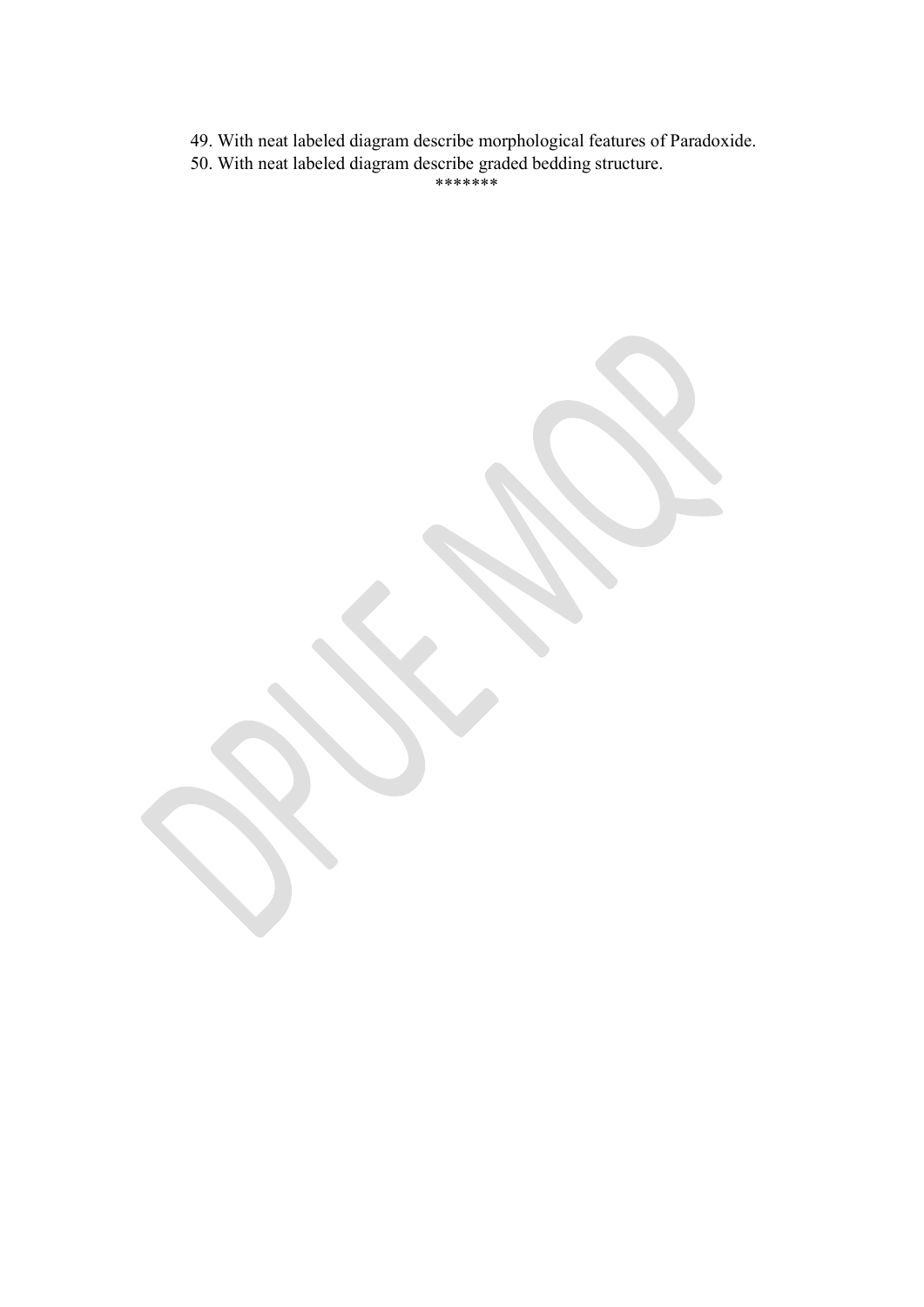49. With neat labeled diagram describe morphological features of Paradoxide.
50. With neat labeled diagram describe graded bedding structure.

*******